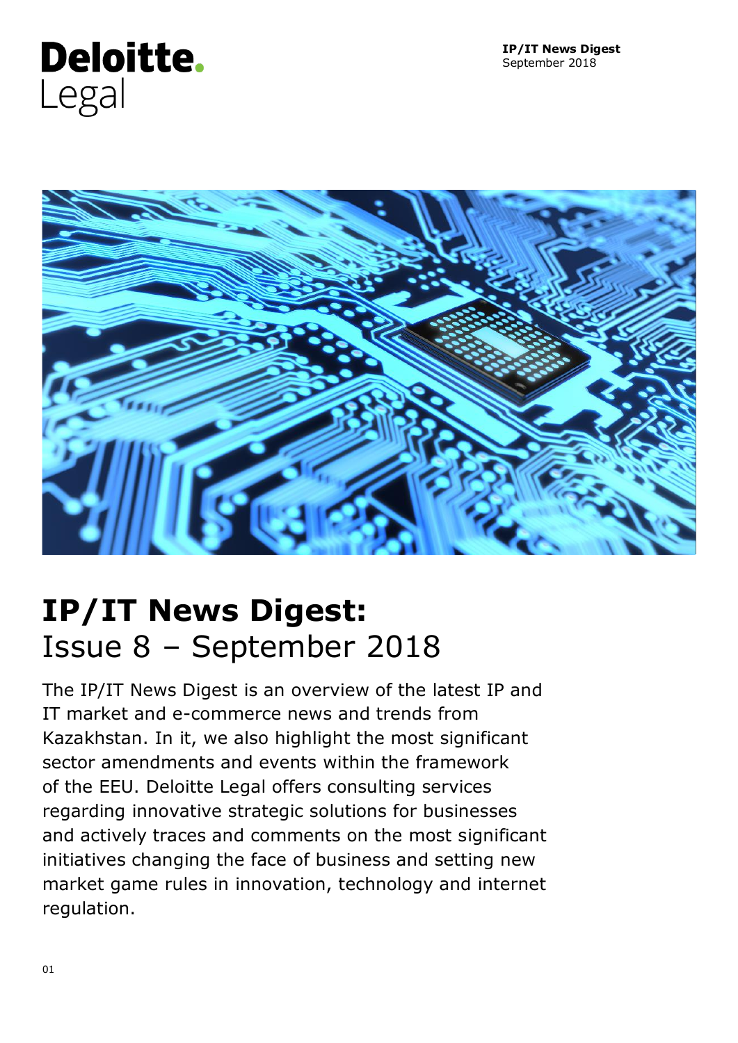Deloitte.
Legal

**IP/IT News Digest**
September 2018

# IP/IT News Digest: Issue 8 – September 2018

The IP/IT News Digest is an overview of the latest IP and IT market and e-commerce news and trends from Kazakhstan. In it, we also highlight the most significant sector amendments and events within the framework of the EEU. Deloitte Legal offers consulting services regarding innovative strategic solutions for businesses and actively traces and comments on the most significant initiatives changing the face of business and setting new market game rules in innovation, technology and internet regulation.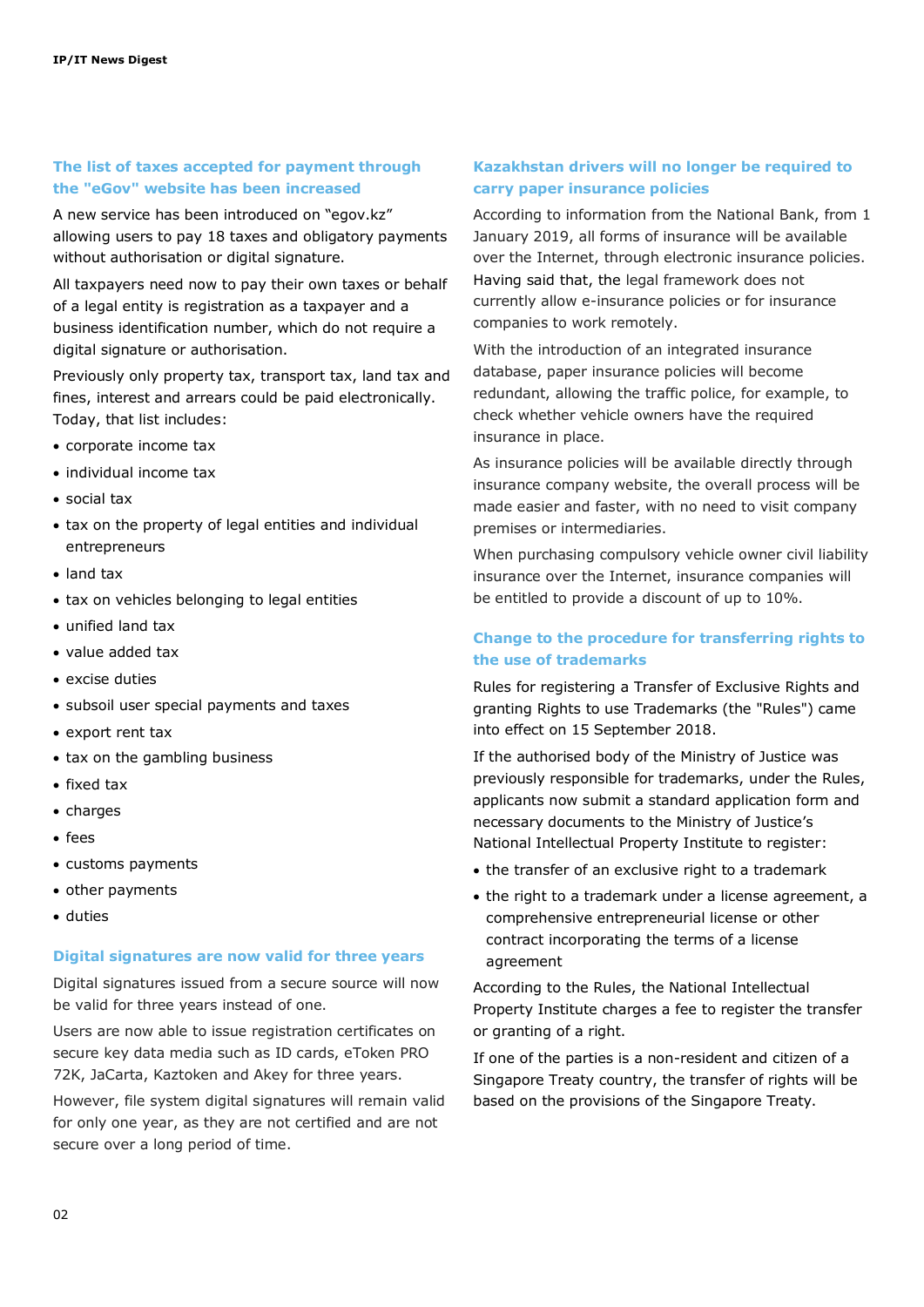## The list of taxes accepted for payment through the "eGov" website has been increased

A new service has been introduced on "egov.kz" allowing users to pay 18 taxes and obligatory payments without authorisation or digital signature.

All taxpayers need now to pay their own taxes or behalf of a legal entity is registration as a taxpayer and a business identification number, which do not require a digital signature or authorisation.

Previously only property tax, transport tax, land tax and fines, interest and arrears could be paid electronically. Today, that list includes:

- corporate income tax
- individual income tax
- social tax
- tax on the property of legal entities and individual entrepreneurs
- land tax
- tax on vehicles belonging to legal entities
- unified land tax
- value added tax
- excise duties
- subsoil user special payments and taxes
- export rent tax
- tax on the gambling business
- fixed tax
- charges
- fees
- customs payments
- other payments
- duties

## Digital signatures are now valid for three years

Digital signatures issued from a secure source will now be valid for three years instead of one.

Users are now able to issue registration certificates on secure key data media such as ID cards, eToken PRO 72K, JaCarta, Kaztoken and Akey for three years.

However, file system digital signatures will remain valid for only one year, as they are not certified and are not secure over a long period of time.

## Kazakhstan drivers will no longer be required to carry paper insurance policies

According to information from the National Bank, from 1 January 2019, all forms of insurance will be available over the Internet, through electronic insurance policies. Having said that, the legal framework does not currently allow e-insurance policies or for insurance companies to work remotely.

With the introduction of an integrated insurance database, paper insurance policies will become redundant, allowing the traffic police, for example, to check whether vehicle owners have the required insurance in place.

As insurance policies will be available directly through insurance company website, the overall process will be made easier and faster, with no need to visit company premises or intermediaries.

When purchasing compulsory vehicle owner civil liability insurance over the Internet, insurance companies will be entitled to provide a discount of up to 10%.

## Change to the procedure for transferring rights to the use of trademarks

Rules for registering a Transfer of Exclusive Rights and granting Rights to use Trademarks (the "Rules") came into effect on 15 September 2018.

If the authorised body of the Ministry of Justice was previously responsible for trademarks, under the Rules, applicants now submit a standard application form and necessary documents to the Ministry of Justice's National Intellectual Property Institute to register:

- the transfer of an exclusive right to a trademark
- the right to a trademark under a license agreement, a comprehensive entrepreneurial license or other contract incorporating the terms of a license agreement

According to the Rules, the National Intellectual Property Institute charges a fee to register the transfer or granting of a right.

If one of the parties is a non-resident and citizen of a Singapore Treaty country, the transfer of rights will be based on the provisions of the Singapore Treaty.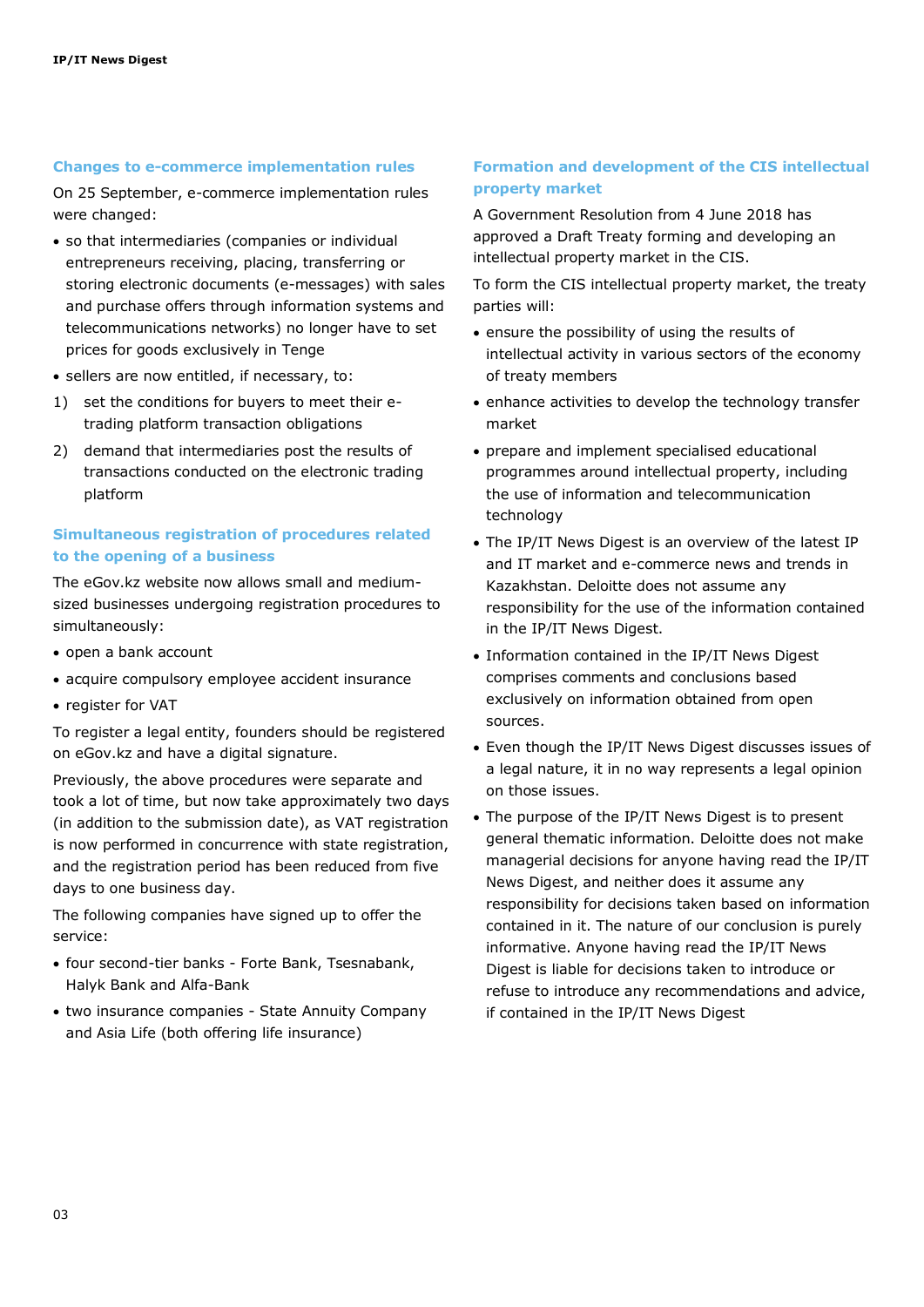## Changes to e-commerce implementation rules

On 25 September, e-commerce implementation rules were changed:

- so that intermediaries (companies or individual entrepreneurs receiving, placing, transferring or storing electronic documents (e-messages) with sales and purchase offers through information systems and telecommunications networks) no longer have to set prices for goods exclusively in Tenge
- sellers are now entitled, if necessary, to:

1) set the conditions for buyers to meet their e-trading platform transaction obligations
2) demand that intermediaries post the results of transactions conducted on the electronic trading platform

## Simultaneous registration of procedures related to the opening of a business

The eGov.kz website now allows small and medium-sized businesses undergoing registration procedures to simultaneously:

- open a bank account
- acquire compulsory employee accident insurance
- register for VAT

To register a legal entity, founders should be registered on eGov.kz and have a digital signature.

Previously, the above procedures were separate and took a lot of time, but now take approximately two days (in addition to the submission date), as VAT registration is now performed in concurrence with state registration, and the registration period has been reduced from five days to one business day.

The following companies have signed up to offer the service:

- four second-tier banks - Forte Bank, Tsesnabank, Halyk Bank and Alfa-Bank
- two insurance companies - State Annuity Company and Asia Life (both offering life insurance)

## Formation and development of the CIS intellectual property market

A Government Resolution from 4 June 2018 has approved a Draft Treaty forming and developing an intellectual property market in the CIS.

To form the CIS intellectual property market, the treaty parties will:

- ensure the possibility of using the results of intellectual activity in various sectors of the economy of treaty members
- enhance activities to develop the technology transfer market
- prepare and implement specialised educational programmes around intellectual property, including the use of information and telecommunication technology
- The IP/IT News Digest is an overview of the latest IP and IT market and e-commerce news and trends in Kazakhstan. Deloitte does not assume any responsibility for the use of the information contained in the IP/IT News Digest.
- Information contained in the IP/IT News Digest comprises comments and conclusions based exclusively on information obtained from open sources.
- Even though the IP/IT News Digest discusses issues of a legal nature, it in no way represents a legal opinion on those issues.
- The purpose of the IP/IT News Digest is to present general thematic information. Deloitte does not make managerial decisions for anyone having read the IP/IT News Digest, and neither does it assume any responsibility for decisions taken based on information contained in it. The nature of our conclusion is purely informative. Anyone having read the IP/IT News Digest is liable for decisions taken to introduce or refuse to introduce any recommendations and advice, if contained in the IP/IT News Digest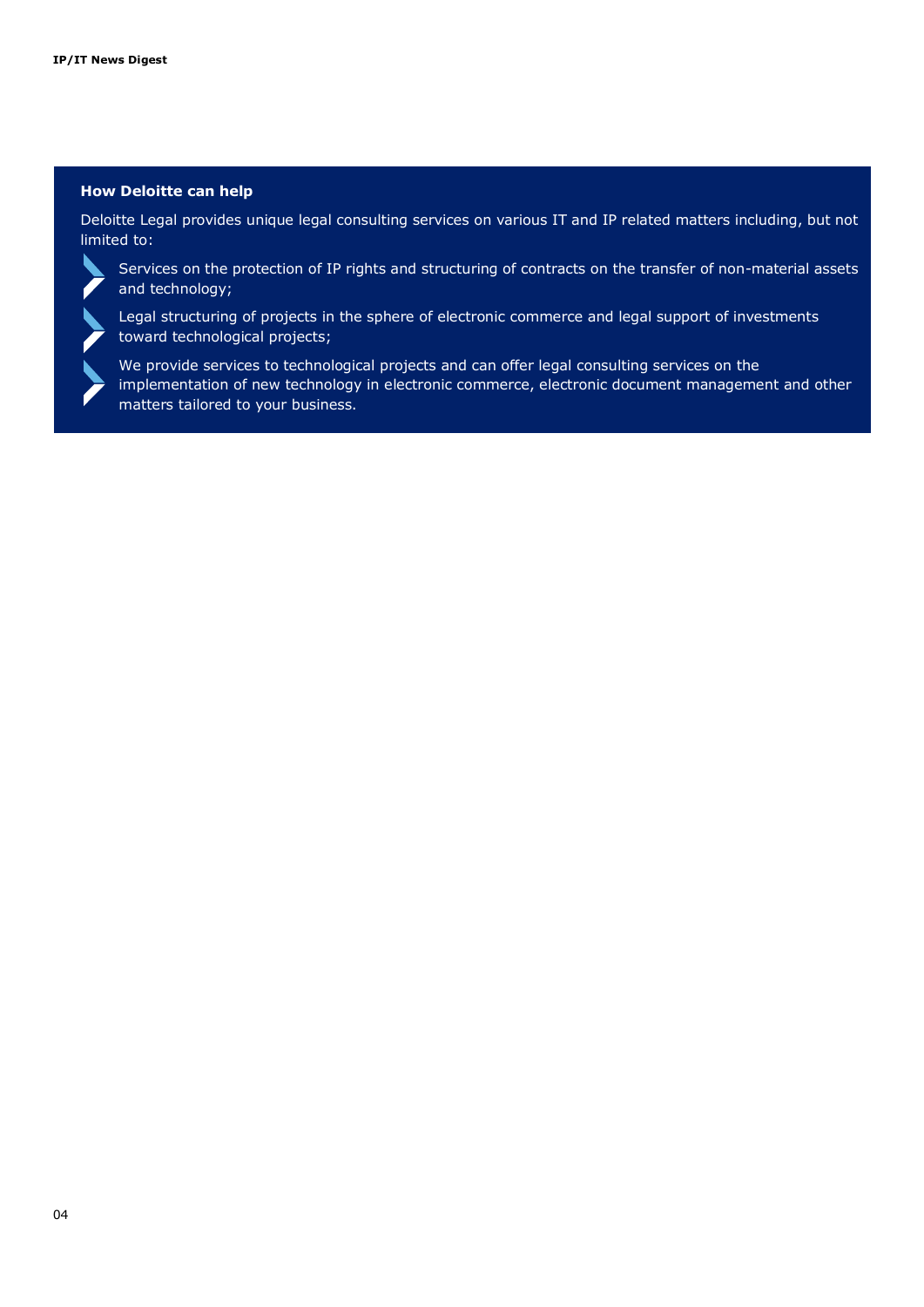## How Deloitte can help

Deloitte Legal provides unique legal consulting services on various IT and IP related matters including, but not limited to:

- Services on the protection of IP rights and structuring of contracts on the transfer of non-material assets and technology;
- Legal structuring of projects in the sphere of electronic commerce and legal support of investments toward technological projects;
- We provide services to technological projects and can offer legal consulting services on the implementation of new technology in electronic commerce, electronic document management and other matters tailored to your business.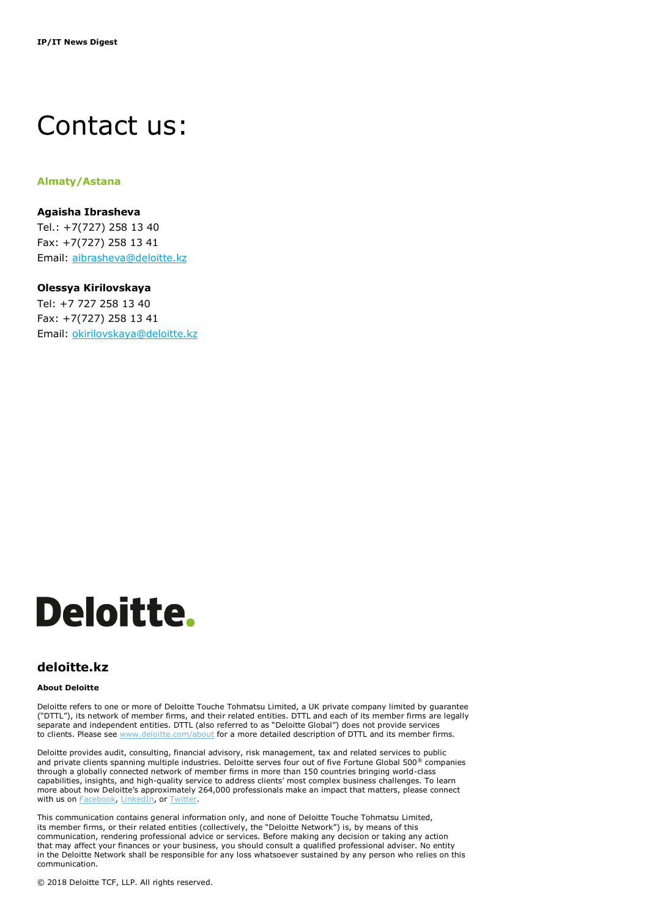# Contact us:

**Almaty/Astana**

**Agaisha Ibrasheva**
Tel.: +7(727) 258 13 40
Fax: +7(727) 258 13 41
Email: aibrasheva@deloitte.kz

**Olessya Kirilovskaya**
Tel: +7 727 258 13 40
Fax: +7(727) 258 13 41
Email: okirilovskaya@deloitte.kz

Deloitte.

## deloitte.kz

**About Deloitte**

Deloitte refers to one or more of Deloitte Touche Tohmatsu Limited, a UK private company limited by guarantee ("DTTL"), its network of member firms, and their related entities. DTTL and each of its member firms are legally separate and independent entities. DTTL (also referred to as "Deloitte Global") does not provide services to clients. Please see www.deloitte.com/about for a more detailed description of DTTL and its member firms.

Deloitte provides audit, consulting, financial advisory, risk management, tax and related services to public and private clients spanning multiple industries. Deloitte serves four out of five Fortune Global 500® companies through a globally connected network of member firms in more than 150 countries bringing world-class capabilities, insights, and high-quality service to address clients' most complex business challenges. To learn more about how Deloitte's approximately 264,000 professionals make an impact that matters, please connect with us on Facebook, LinkedIn, or Twitter.

This communication contains general information only, and none of Deloitte Touche Tohmatsu Limited, its member firms, or their related entities (collectively, the "Deloitte Network") is, by means of this communication, rendering professional advice or services. Before making any decision or taking any action that may affect your finances or your business, you should consult a qualified professional adviser. No entity in the Deloitte Network shall be responsible for any loss whatsoever sustained by any person who relies on this communication.

© 2018 Deloitte TCF, LLP. All rights reserved.